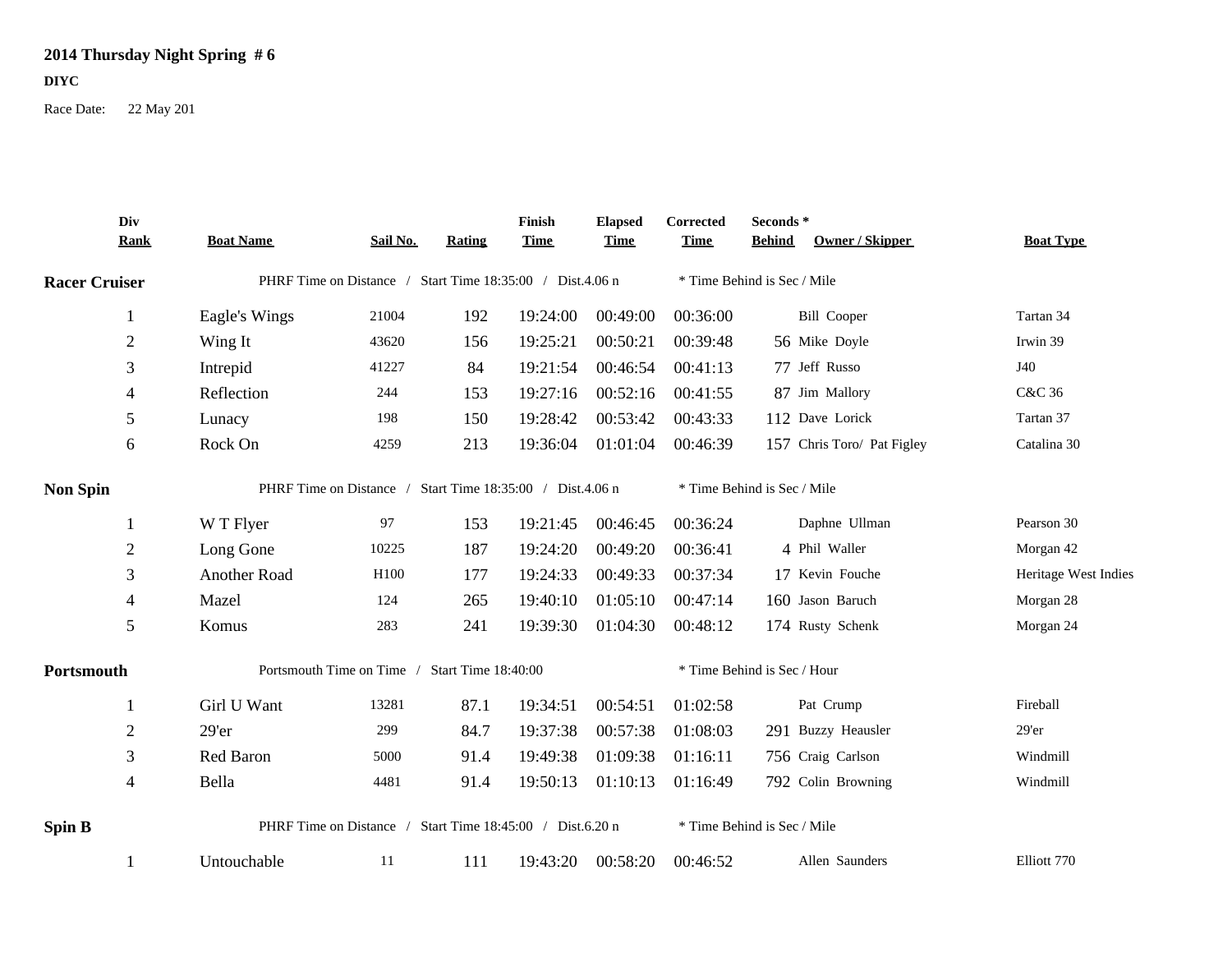# 2014 Thursday Night Spring # 6

**DIYC**

Race Date: 22 May 201

| Div Rank | Boat Name | Sail No. | Rating | Finish Time | Elapsed Time | Corrected Time | Seconds * Behind | Owner / Skipper | Boat Type |
|---|---|---|---|---|---|---|---|---|---|
| **Racer Cruiser** | PHRF Time on Distance / Start Time 18:35:00 / Dist.4.06 n | | | | | * Time Behind is Sec / Mile | | | |
| 1 | Eagle's Wings | 21004 | 192 | 19:24:00 | 00:49:00 | 00:36:00 | | Bill Cooper | Tartan 34 |
| 2 | Wing It | 43620 | 156 | 19:25:21 | 00:50:21 | 00:39:48 | 56 | Mike Doyle | Irwin 39 |
| 3 | Intrepid | 41227 | 84 | 19:21:54 | 00:46:54 | 00:41:13 | 77 | Jeff Russo | J40 |
| 4 | Reflection | 244 | 153 | 19:27:16 | 00:52:16 | 00:41:55 | 87 | Jim Mallory | C&C 36 |
| 5 | Lunacy | 198 | 150 | 19:28:42 | 00:53:42 | 00:43:33 | 112 | Dave Lorick | Tartan 37 |
| 6 | Rock On | 4259 | 213 | 19:36:04 | 01:01:04 | 00:46:39 | 157 | Chris Toro/ Pat Figley | Catalina 30 |
| **Non Spin** | PHRF Time on Distance / Start Time 18:35:00 / Dist.4.06 n | | | | | * Time Behind is Sec / Mile | | | |
| 1 | W T Flyer | 97 | 153 | 19:21:45 | 00:46:45 | 00:36:24 | | Daphne Ullman | Pearson 30 |
| 2 | Long Gone | 10225 | 187 | 19:24:20 | 00:49:20 | 00:36:41 | 4 | Phil Waller | Morgan 42 |
| 3 | Another Road | H100 | 177 | 19:24:33 | 00:49:33 | 00:37:34 | 17 | Kevin Fouche | Heritage West Indies |
| 4 | Mazel | 124 | 265 | 19:40:10 | 01:05:10 | 00:47:14 | 160 | Jason Baruch | Morgan 28 |
| 5 | Komus | 283 | 241 | 19:39:30 | 01:04:30 | 00:48:12 | 174 | Rusty Schenk | Morgan 24 |
| **Portsmouth** | Portsmouth Time on Time / Start Time 18:40:00 | | | | | * Time Behind is Sec / Hour | | | |
| 1 | Girl U Want | 13281 | 87.1 | 19:34:51 | 00:54:51 | 01:02:58 | | Pat Crump | Fireball |
| 2 | 29'er | 299 | 84.7 | 19:37:38 | 00:57:38 | 01:08:03 | 291 | Buzzy Heausler | 29'er |
| 3 | Red Baron | 5000 | 91.4 | 19:49:38 | 01:09:38 | 01:16:11 | 756 | Craig Carlson | Windmill |
| 4 | Bella | 4481 | 91.4 | 19:50:13 | 01:10:13 | 01:16:49 | 792 | Colin Browning | Windmill |
| **Spin B** | PHRF Time on Distance / Start Time 18:45:00 / Dist.6.20 n | | | | | * Time Behind is Sec / Mile | | | |
| 1 | Untouchable | 11 | 111 | 19:43:20 | 00:58:20 | 00:46:52 | | Allen Saunders | Elliott 770 |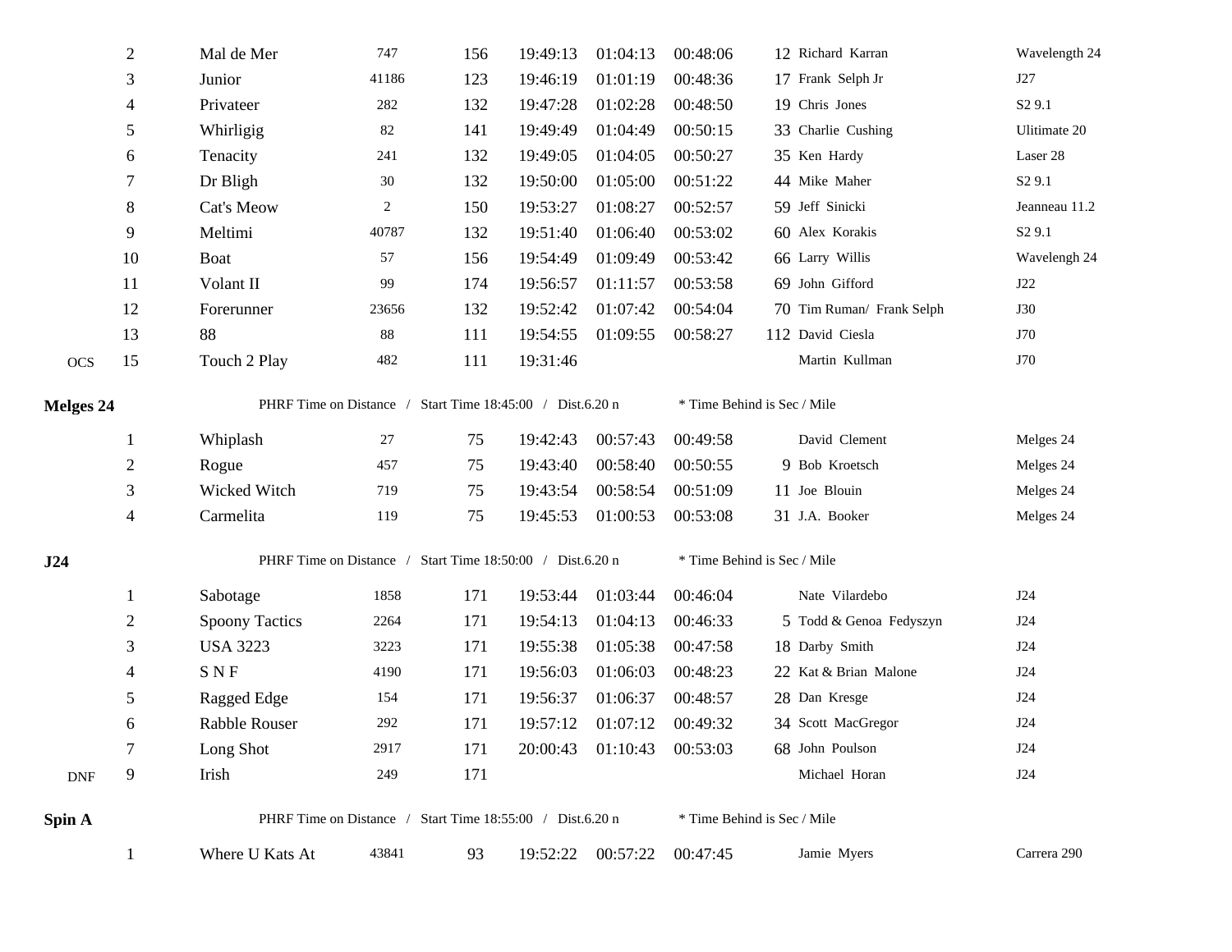| | Place | Boat | Sail # | PHRF | Finish | Elapsed | Corrected | Behind* | Skipper | Type |
|---|---|---|---|---|---|---|---|---|---|---|
| | 2 | Mal de Mer | 747 | 156 | 19:49:13 | 01:04:13 | 00:48:06 | 12 | Richard Karran | Wavelength 24 |
| | 3 | Junior | 41186 | 123 | 19:46:19 | 01:01:19 | 00:48:36 | 17 | Frank Selph Jr | J27 |
| | 4 | Privateer | 282 | 132 | 19:47:28 | 01:02:28 | 00:48:50 | 19 | Chris Jones | S2 9.1 |
| | 5 | Whirligig | 82 | 141 | 19:49:49 | 01:04:49 | 00:50:15 | 33 | Charlie Cushing | Ulitimate 20 |
| | 6 | Tenacity | 241 | 132 | 19:49:05 | 01:04:05 | 00:50:27 | 35 | Ken Hardy | Laser 28 |
| | 7 | Dr Bligh | 30 | 132 | 19:50:00 | 01:05:00 | 00:51:22 | 44 | Mike Maher | S2 9.1 |
| | 8 | Cat's Meow | 2 | 150 | 19:53:27 | 01:08:27 | 00:52:57 | 59 | Jeff Sinicki | Jeanneau 11.2 |
| | 9 | Meltimi | 40787 | 132 | 19:51:40 | 01:06:40 | 00:53:02 | 60 | Alex Korakis | S2 9.1 |
| | 10 | Boat | 57 | 156 | 19:54:49 | 01:09:49 | 00:53:42 | 66 | Larry Willis | Wavelengh 24 |
| | 11 | Volant II | 99 | 174 | 19:56:57 | 01:11:57 | 00:53:58 | 69 | John Gifford | J22 |
| | 12 | Forerunner | 23656 | 132 | 19:52:42 | 01:07:42 | 00:54:04 | 70 | Tim Ruman/ Frank Selph | J30 |
| | 13 | 88 | 88 | 111 | 19:54:55 | 01:09:55 | 00:58:27 | 112 | David Ciesla | J70 |
| OCS | 15 | Touch 2 Play | 482 | 111 | 19:31:46 | | | | Martin Kullman | J70 |

**Melges 24** — PHRF Time on Distance / Start Time 18:45:00 / Dist.6.20 n — * Time Behind is Sec / Mile

| | Place | Boat | Sail # | PHRF | Finish | Elapsed | Corrected | Behind* | Skipper | Type |
|---|---|---|---|---|---|---|---|---|---|---|
| | 1 | Whiplash | 27 | 75 | 19:42:43 | 00:57:43 | 00:49:58 | | David Clement | Melges 24 |
| | 2 | Rogue | 457 | 75 | 19:43:40 | 00:58:40 | 00:50:55 | 9 | Bob Kroetsch | Melges 24 |
| | 3 | Wicked Witch | 719 | 75 | 19:43:54 | 00:58:54 | 00:51:09 | 11 | Joe Blouin | Melges 24 |
| | 4 | Carmelita | 119 | 75 | 19:45:53 | 01:00:53 | 00:53:08 | 31 | J.A. Booker | Melges 24 |

**J24** — PHRF Time on Distance / Start Time 18:50:00 / Dist.6.20 n — * Time Behind is Sec / Mile

| | Place | Boat | Sail # | PHRF | Finish | Elapsed | Corrected | Behind* | Skipper | Type |
|---|---|---|---|---|---|---|---|---|---|---|
| | 1 | Sabotage | 1858 | 171 | 19:53:44 | 01:03:44 | 00:46:04 | | Nate Vilardebo | J24 |
| | 2 | Spoony Tactics | 2264 | 171 | 19:54:13 | 01:04:13 | 00:46:33 | 5 | Todd & Genoa Fedyszyn | J24 |
| | 3 | USA 3223 | 3223 | 171 | 19:55:38 | 01:05:38 | 00:47:58 | 18 | Darby Smith | J24 |
| | 4 | S N F | 4190 | 171 | 19:56:03 | 01:06:03 | 00:48:23 | 22 | Kat & Brian Malone | J24 |
| | 5 | Ragged Edge | 154 | 171 | 19:56:37 | 01:06:37 | 00:48:57 | 28 | Dan Kresge | J24 |
| | 6 | Rabble Rouser | 292 | 171 | 19:57:12 | 01:07:12 | 00:49:32 | 34 | Scott MacGregor | J24 |
| | 7 | Long Shot | 2917 | 171 | 20:00:43 | 01:10:43 | 00:53:03 | 68 | John Poulson | J24 |
| DNF | 9 | Irish | 249 | 171 | | | | | Michael Horan | J24 |

**Spin A** — PHRF Time on Distance / Start Time 18:55:00 / Dist.6.20 n — * Time Behind is Sec / Mile

| | Place | Boat | Sail # | PHRF | Finish | Elapsed | Corrected | Behind* | Skipper | Type |
|---|---|---|---|---|---|---|---|---|---|---|
| | 1 | Where U Kats At | 43841 | 93 | 19:52:22 | 00:57:22 | 00:47:45 | | Jamie Myers | Carrera 290 |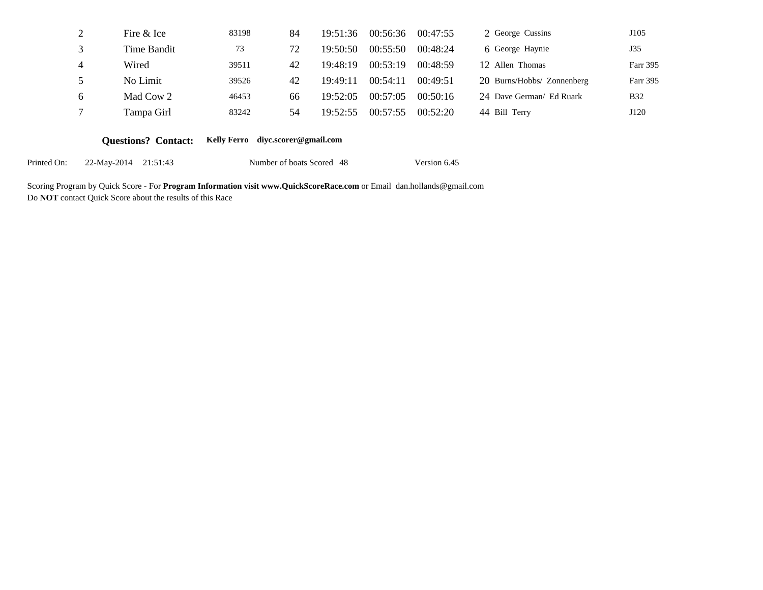| | | | | | | | | | |
|---|---|---|---|---|---|---|---|---|---|
| 2 | Fire & Ice | 83198 | 84 | 19:51:36 | 00:56:36 | 00:47:55 | 2 | George Cussins | J105 |
| 3 | Time Bandit | 73 | 72 | 19:50:50 | 00:55:50 | 00:48:24 | 6 | George Haynie | J35 |
| 4 | Wired | 39511 | 42 | 19:48:19 | 00:53:19 | 00:48:59 | 12 | Allen Thomas | Farr 395 |
| 5 | No Limit | 39526 | 42 | 19:49:11 | 00:54:11 | 00:49:51 | 20 | Burns/Hobbs/ Zonnenberg | Farr 395 |
| 6 | Mad Cow 2 | 46453 | 66 | 19:52:05 | 00:57:05 | 00:50:16 | 24 | Dave German/ Ed Ruark | B32 |
| 7 | Tampa Girl | 83242 | 54 | 19:52:55 | 00:57:55 | 00:52:20 | 44 | Bill Terry | J120 |

**Questions? Contact:** **Kelly Ferro diyc.scorer@gmail.com**

Printed On: 22-May-2014 21:51:43    Number of boats Scored 48    Version 6.45

Scoring Program by Quick Score - For **Program Information visit www.QuickScoreRace.com** or Email dan.hollands@gmail.com
Do **NOT** contact Quick Score about the results of this Race